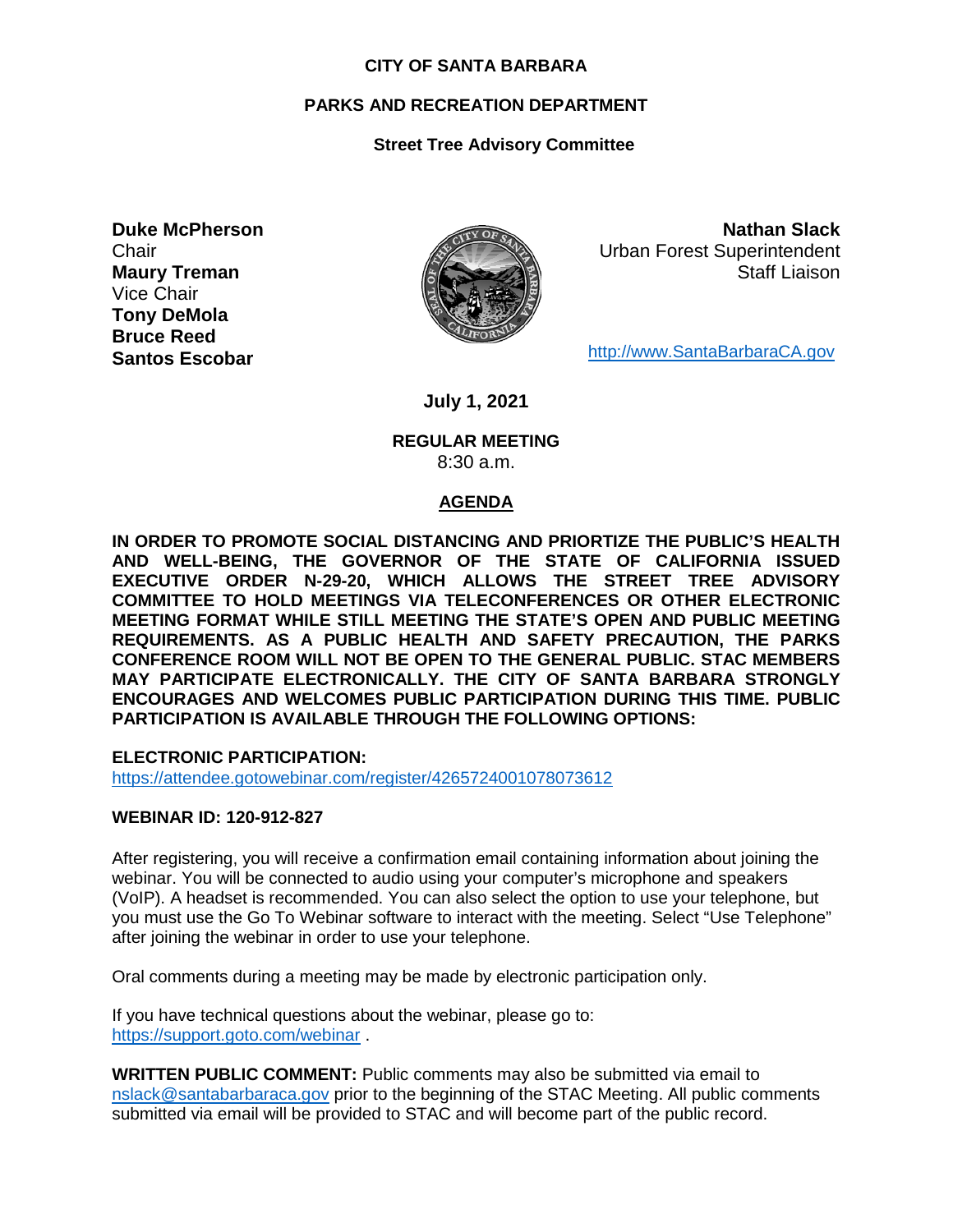**CITY OF SANTA BARBARA**

**PARKS AND RECREATION DEPARTMENT**

**Street Tree Advisory Committee**

**Duke McPherson**
Chair
**Maury Treman**
Vice Chair
**Tony DeMola**
**Bruce Reed**
**Santos Escobar**

**Nathan Slack**
Urban Forest Superintendent
Staff Liaison

http://www.SantaBarbaraCA.gov

**July 1, 2021**

**REGULAR MEETING**
8:30 a.m.

## AGENDA

**IN ORDER TO PROMOTE SOCIAL DISTANCING AND PRIORTIZE THE PUBLIC'S HEALTH AND WELL-BEING, THE GOVERNOR OF THE STATE OF CALIFORNIA ISSUED EXECUTIVE ORDER N-29-20, WHICH ALLOWS THE STREET TREE ADVISORY COMMITTEE TO HOLD MEETINGS VIA TELECONFERENCES OR OTHER ELECTRONIC MEETING FORMAT WHILE STILL MEETING THE STATE'S OPEN AND PUBLIC MEETING REQUIREMENTS. AS A PUBLIC HEALTH AND SAFETY PRECAUTION, THE PARKS CONFERENCE ROOM WILL NOT BE OPEN TO THE GENERAL PUBLIC. STAC MEMBERS MAY PARTICIPATE ELECTRONICALLY. THE CITY OF SANTA BARBARA STRONGLY ENCOURAGES AND WELCOMES PUBLIC PARTICIPATION DURING THIS TIME. PUBLIC PARTICIPATION IS AVAILABLE THROUGH THE FOLLOWING OPTIONS:**

**ELECTRONIC PARTICIPATION:**
https://attendee.gotowebinar.com/register/4265724001078073612

**WEBINAR ID: 120-912-827**

After registering, you will receive a confirmation email containing information about joining the webinar. You will be connected to audio using your computer's microphone and speakers (VoIP). A headset is recommended. You can also select the option to use your telephone, but you must use the Go To Webinar software to interact with the meeting. Select "Use Telephone" after joining the webinar in order to use your telephone.

Oral comments during a meeting may be made by electronic participation only.

If you have technical questions about the webinar, please go to:
https://support.goto.com/webinar .

**WRITTEN PUBLIC COMMENT:** Public comments may also be submitted via email to nslack@santabarbaraca.gov prior to the beginning of the STAC Meeting. All public comments submitted via email will be provided to STAC and will become part of the public record.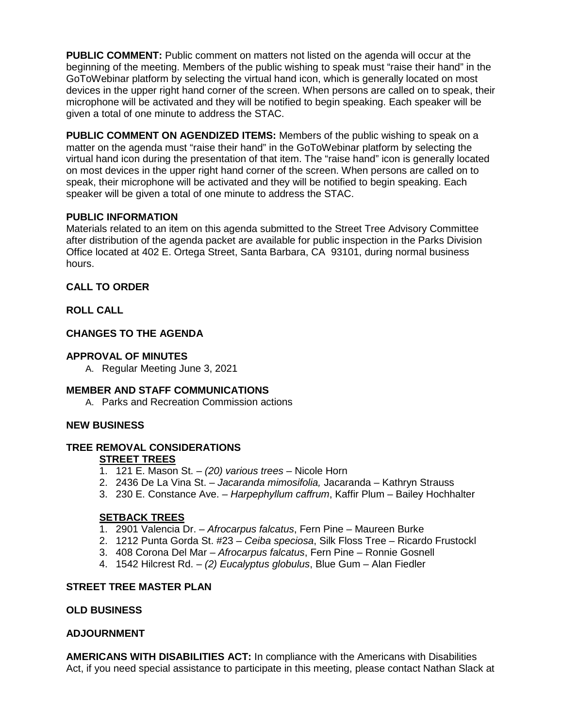**PUBLIC COMMENT:** Public comment on matters not listed on the agenda will occur at the beginning of the meeting. Members of the public wishing to speak must "raise their hand" in the GoToWebinar platform by selecting the virtual hand icon, which is generally located on most devices in the upper right hand corner of the screen. When persons are called on to speak, their microphone will be activated and they will be notified to begin speaking. Each speaker will be given a total of one minute to address the STAC.

**PUBLIC COMMENT ON AGENDIZED ITEMS:** Members of the public wishing to speak on a matter on the agenda must "raise their hand" in the GoToWebinar platform by selecting the virtual hand icon during the presentation of that item. The "raise hand" icon is generally located on most devices in the upper right hand corner of the screen. When persons are called on to speak, their microphone will be activated and they will be notified to begin speaking. Each speaker will be given a total of one minute to address the STAC.

**PUBLIC INFORMATION**

Materials related to an item on this agenda submitted to the Street Tree Advisory Committee after distribution of the agenda packet are available for public inspection in the Parks Division Office located at 402 E. Ortega Street, Santa Barbara, CA 93101, during normal business hours.

**CALL TO ORDER**

**ROLL CALL**

**CHANGES TO THE AGENDA**

**APPROVAL OF MINUTES**

A. Regular Meeting June 3, 2021

**MEMBER AND STAFF COMMUNICATIONS**

A. Parks and Recreation Commission actions

**NEW BUSINESS**

**TREE REMOVAL CONSIDERATIONS**

**STREET TREES**

1. 121 E. Mason St. – *(20) various trees* – Nicole Horn
2. 2436 De La Vina St. – *Jacaranda mimosifolia,* Jacaranda – Kathryn Strauss
3. 230 E. Constance Ave. – *Harpephyllum caffrum*, Kaffir Plum – Bailey Hochhalter

**SETBACK TREES**

1. 2901 Valencia Dr. – *Afrocarpus falcatus*, Fern Pine – Maureen Burke
2. 1212 Punta Gorda St. #23 – *Ceiba speciosa*, Silk Floss Tree – Ricardo Frustockl
3. 408 Corona Del Mar – *Afrocarpus falcatus*, Fern Pine – Ronnie Gosnell
4. 1542 Hilcrest Rd. – *(2) Eucalyptus globulus*, Blue Gum – Alan Fiedler

**STREET TREE MASTER PLAN**

**OLD BUSINESS**

**ADJOURNMENT**

**AMERICANS WITH DISABILITIES ACT:** In compliance with the Americans with Disabilities Act, if you need special assistance to participate in this meeting, please contact Nathan Slack at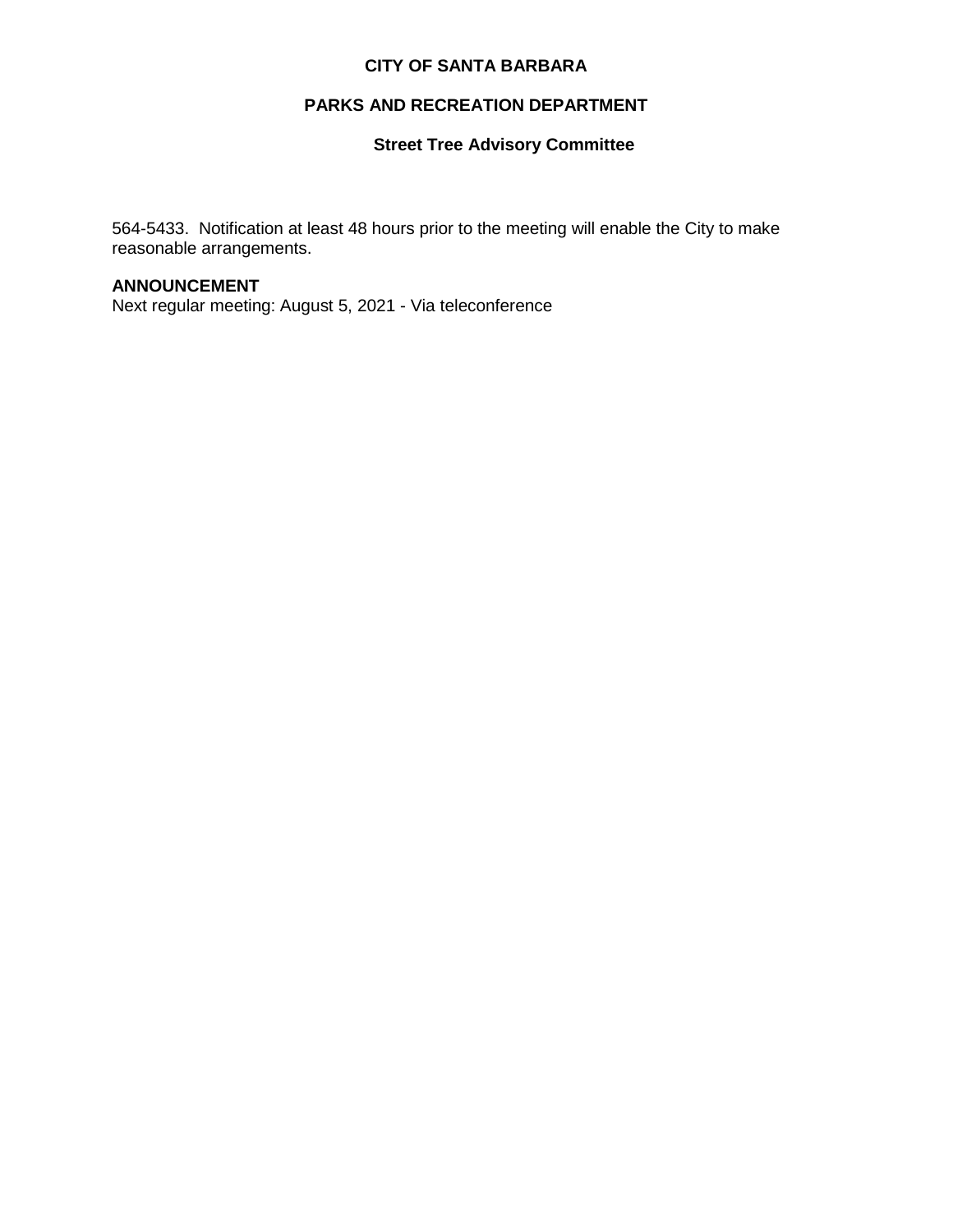564-5433. Notification at least 48 hours prior to the meeting will enable the City to make reasonable arrangements.

**ANNOUNCEMENT**
Next regular meeting: August 5, 2021 - Via teleconference